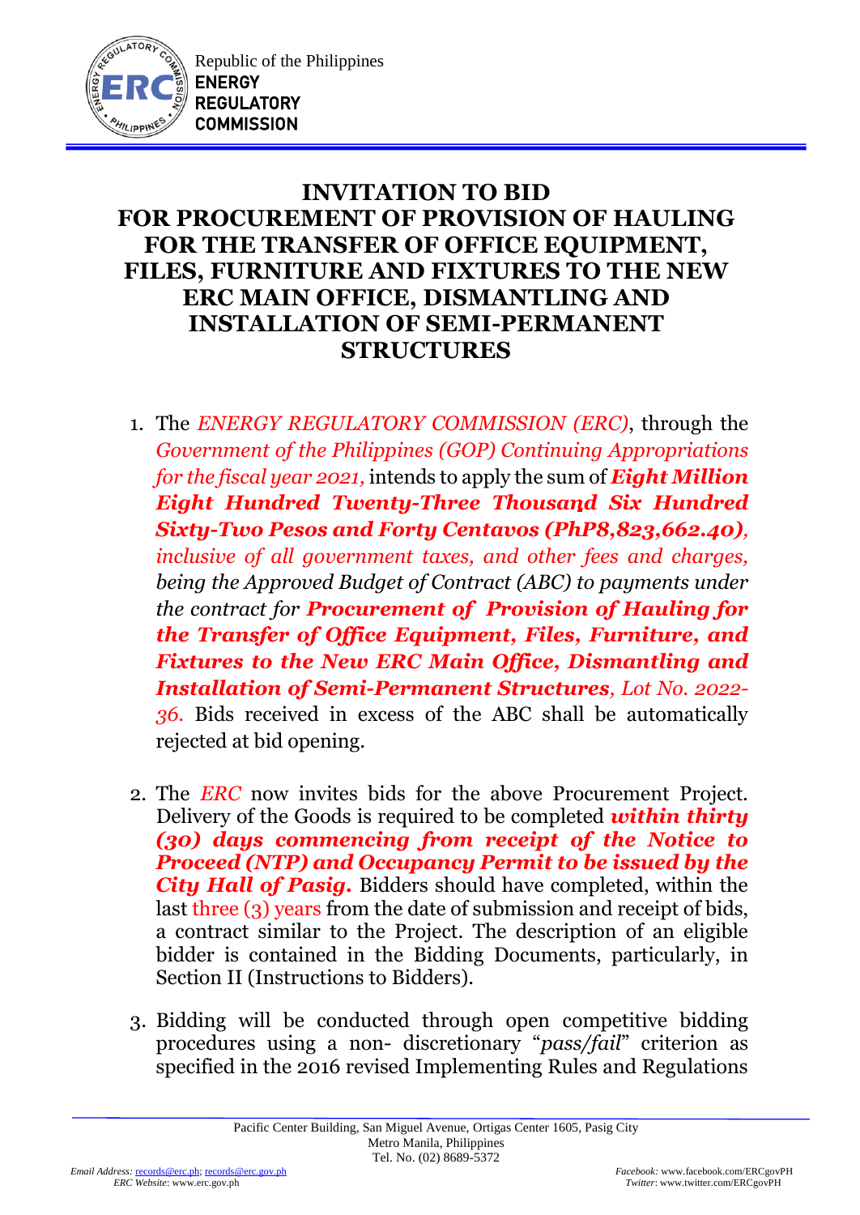Republic of the Philippines
**ENERGY REGULATORY COMMISSION**

# INVITATION TO BID FOR PROCUREMENT OF PROVISION OF HAULING FOR THE TRANSFER OF OFFICE EQUIPMENT, FILES, FURNITURE AND FIXTURES TO THE NEW ERC MAIN OFFICE, DISMANTLING AND INSTALLATION OF SEMI-PERMANENT STRUCTURES

1. The *ENERGY REGULATORY COMMISSION (ERC)*, through the *Government of the Philippines (GOP) Continuing Appropriations for the fiscal year 2021,* intends to apply the sum of ***Eight Million Eight Hundred Twenty-Three Thousand Six Hundred Sixty-Two Pesos and Forty Centavos (PhP8,823,662.40)****, inclusive of all government taxes, and other fees and charges, being the Approved Budget of Contract (ABC) to payments under the contract for* ***Procurement of Provision of Hauling for the Transfer of Office Equipment, Files, Furniture, and Fixtures to the New ERC Main Office, Dismantling and Installation of Semi-Permanent Structures****, Lot No. 2022-36.* Bids received in excess of the ABC shall be automatically rejected at bid opening.

2. The *ERC* now invites bids for the above Procurement Project. Delivery of the Goods is required to be completed ***within thirty (30) days commencing from receipt of the Notice to Proceed (NTP) and Occupancy Permit to be issued by the City Hall of Pasig.*** Bidders should have completed, within the last three (3) years from the date of submission and receipt of bids, a contract similar to the Project. The description of an eligible bidder is contained in the Bidding Documents, particularly, in Section II (Instructions to Bidders).

3. Bidding will be conducted through open competitive bidding procedures using a non- discretionary "*pass/fail*" criterion as specified in the 2016 revised Implementing Rules and Regulations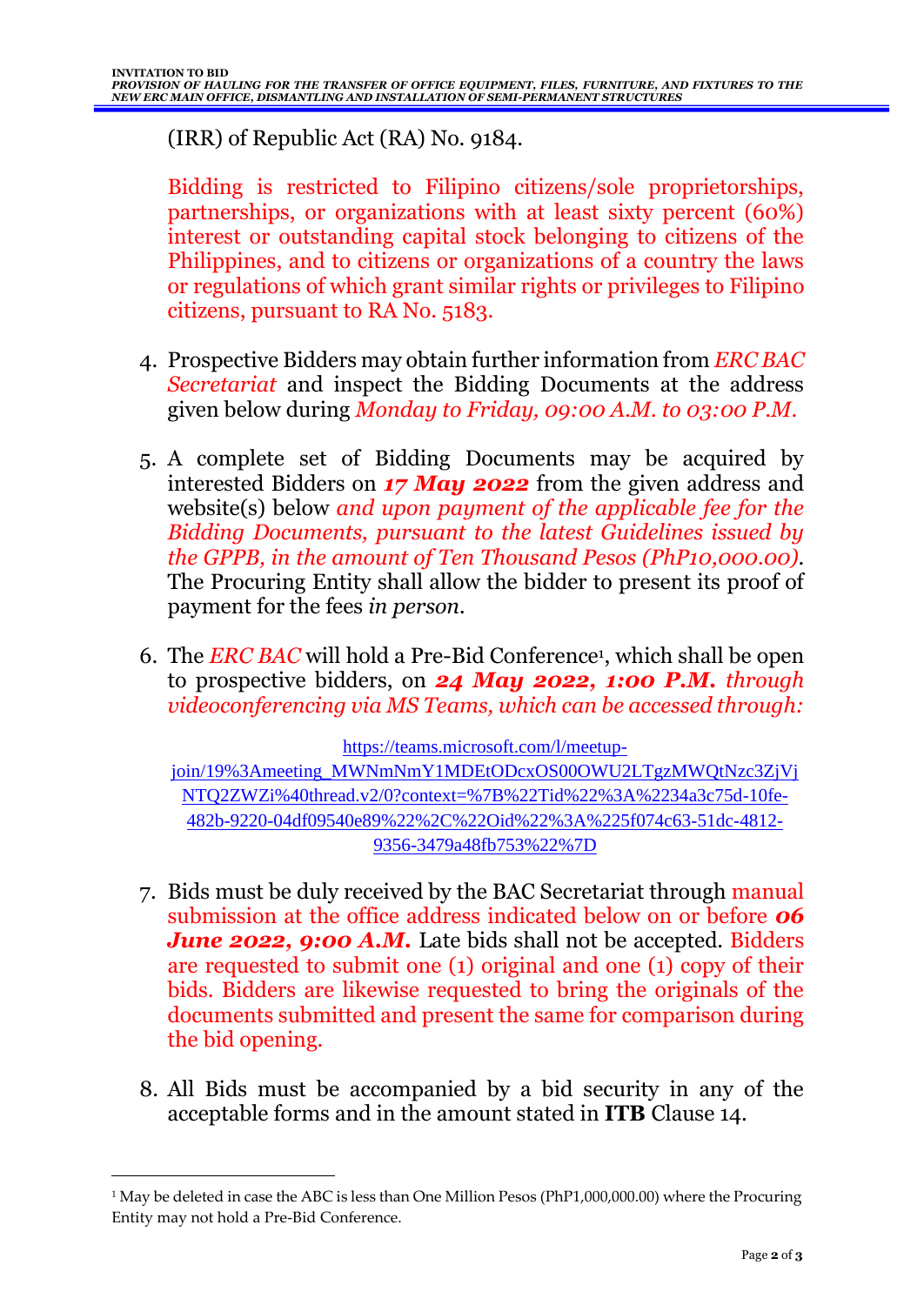(IRR) of Republic Act (RA) No. 9184.

Bidding is restricted to Filipino citizens/sole proprietorships, partnerships, or organizations with at least sixty percent (60%) interest or outstanding capital stock belonging to citizens of the Philippines, and to citizens or organizations of a country the laws or regulations of which grant similar rights or privileges to Filipino citizens, pursuant to RA No. 5183.

4. Prospective Bidders may obtain further information from *ERC BAC Secretariat* and inspect the Bidding Documents at the address given below during *Monday to Friday, 09:00 A.M. to 03:00 P.M.*

5. A complete set of Bidding Documents may be acquired by interested Bidders on ***17 May 2022*** from the given address and website(s) below *and upon payment of the applicable fee for the Bidding Documents, pursuant to the latest Guidelines issued by the GPPB, in the amount of Ten Thousand Pesos (PhP10,000.00)*. The Procuring Entity shall allow the bidder to present its proof of payment for the fees *in person.*

6. The *ERC BAC* will hold a Pre-Bid Conference[1], which shall be open to prospective bidders, on ***24 May 2022, 1:00 P.M.*** *through videoconferencing via MS Teams, which can be accessed through:*

   https://teams.microsoft.com/l/meetup-join/19%3Ameeting_MWNmNmY1MDEtODcxOS00OWU2LTgzMWQtNzc3ZjVjNTQ2ZWZi%40thread.v2/0?context=%7B%22Tid%22%3A%2234a3c75d-10fe-482b-9220-04df09540e89%22%2C%22Oid%22%3A%225f074c63-51dc-4812-9356-3479a48fb753%22%7D

7. Bids must be duly received by the BAC Secretariat through manual submission at the office address indicated below on or before ***06 June 2022, 9:00 A.M.*** Late bids shall not be accepted. Bidders are requested to submit one (1) original and one (1) copy of their bids. Bidders are likewise requested to bring the originals of the documents submitted and present the same for comparison during the bid opening.

8. All Bids must be accompanied by a bid security in any of the acceptable forms and in the amount stated in **ITB** Clause 14.

---

[1] May be deleted in case the ABC is less than One Million Pesos (PhP1,000,000.00) where the Procuring Entity may not hold a Pre-Bid Conference.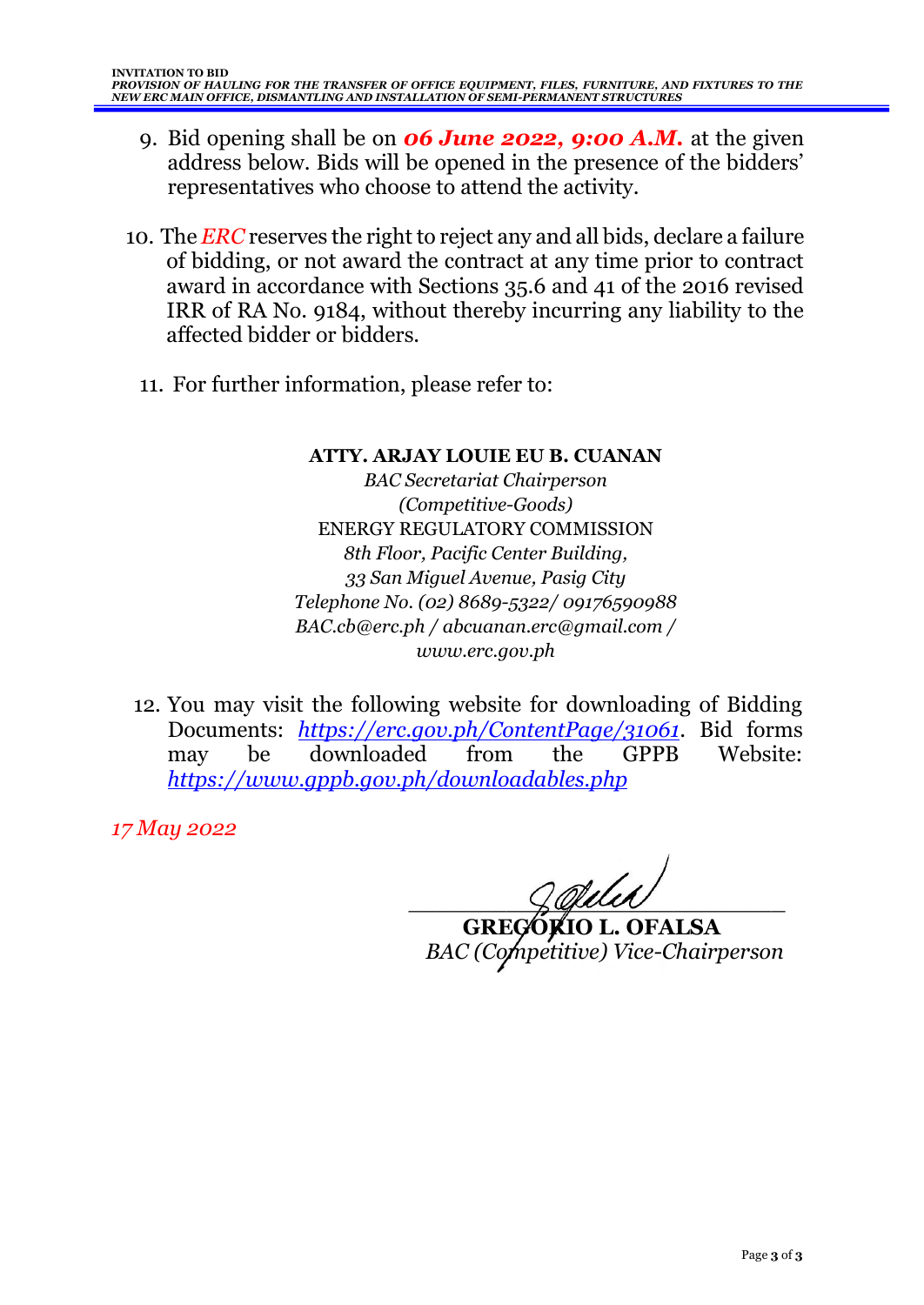9. Bid opening shall be on ***06 June 2022, 9:00 A.M.*** at the given address below. Bids will be opened in the presence of the bidders' representatives who choose to attend the activity.

10. The *ERC* reserves the right to reject any and all bids, declare a failure of bidding, or not award the contract at any time prior to contract award in accordance with Sections 35.6 and 41 of the 2016 revised IRR of RA No. 9184, without thereby incurring any liability to the affected bidder or bidders.

11. For further information, please refer to:

**ATTY. ARJAY LOUIE EU B. CUANAN**
*BAC Secretariat Chairperson*
*(Competitive-Goods)*
ENERGY REGULATORY COMMISSION
*8th Floor, Pacific Center Building,*
*33 San Miguel Avenue, Pasig City*
*Telephone No. (02) 8689-5322/ 09176590988*
*BAC.cb@erc.ph / abcuanan.erc@gmail.com /*
*www.erc.gov.ph*

12. You may visit the following website for downloading of Bidding Documents: *https://erc.gov.ph/ContentPage/31061*. Bid forms may be downloaded from the GPPB Website: *https://www.gppb.gov.ph/downloadables.php*

*17 May 2022*

**GREGORIO L. OFALSA**
*BAC (Competitive) Vice-Chairperson*